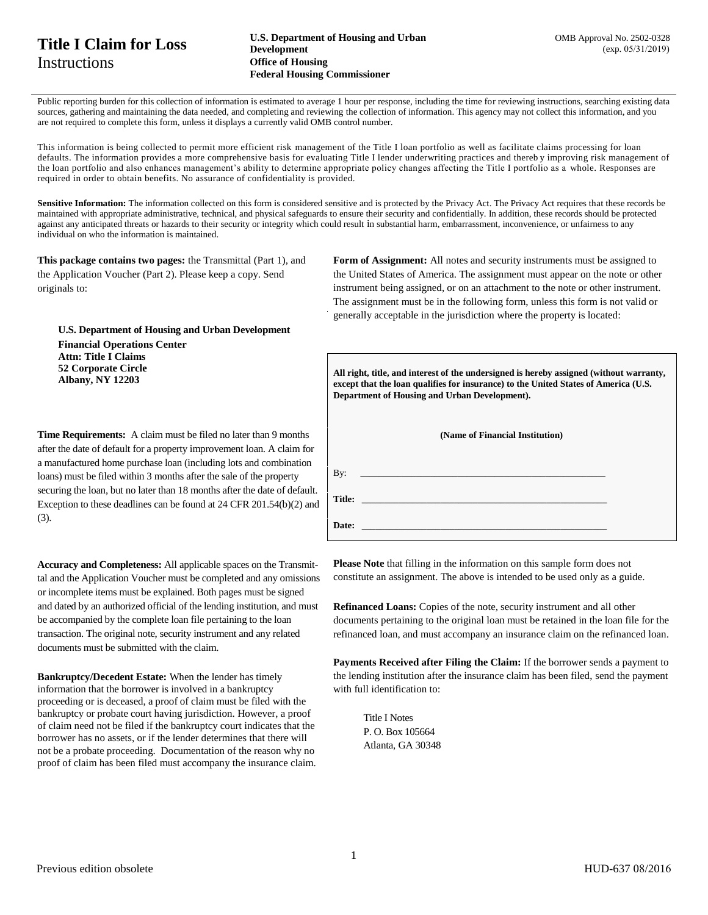# Title I Claim for Loss
Instructions

**U.S. Department of Housing and Urban Development**
**Office of Housing**
**Federal Housing Commissioner**

OMB Approval No. 2502-0328 (exp. 05/31/2019)

Public reporting burden for this collection of information is estimated to average 1 hour per response, including the time for reviewing instructions, searching existing data sources, gathering and maintaining the data needed, and completing and reviewing the collection of information. This agency may not collect this information, and you are not required to complete this form, unless it displays a currently valid OMB control number.

This information is being collected to permit more efficient risk management of the Title I loan portfolio as well as facilitate claims processing for loan defaults. The information provides a more comprehensive basis for evaluating Title I lender underwriting practices and thereby improving risk management of the loan portfolio and also enhances management's ability to determine appropriate policy changes affecting the Title I portfolio as a whole. Responses are required in order to obtain benefits. No assurance of confidentiality is provided.

**Sensitive Information:** The information collected on this form is considered sensitive and is protected by the Privacy Act. The Privacy Act requires that these records be maintained with appropriate administrative, technical, and physical safeguards to ensure their security and confidentially. In addition, these records should be protected against any anticipated threats or hazards to their security or integrity which could result in substantial harm, embarrassment, inconvenience, or unfairness to any individual on who the information is maintained.

**This package contains two pages:** the Transmittal (Part 1), and the Application Voucher (Part 2). Please keep a copy. Send originals to:

**U.S. Department of Housing and Urban Development**
**Financial Operations Center**
**Attn: Title I Claims**
**52 Corporate Circle**
**Albany, NY 12203**

**Time Requirements:** A claim must be filed no later than 9 months after the date of default for a property improvement loan. A claim for a manufactured home purchase loan (including lots and combination loans) must be filed within 3 months after the sale of the property securing the loan, but no later than 18 months after the date of default. Exception to these deadlines can be found at 24 CFR 201.54(b)(2) and (3).

**Accuracy and Completeness:** All applicable spaces on the Transmittal and the Application Voucher must be completed and any omissions or incomplete items must be explained. Both pages must be signed and dated by an authorized official of the lending institution, and must be accompanied by the complete loan file pertaining to the loan transaction. The original note, security instrument and any related documents must be submitted with the claim.

**Bankruptcy/Decedent Estate:** When the lender has timely information that the borrower is involved in a bankruptcy proceeding or is deceased, a proof of claim must be filed with the bankruptcy or probate court having jurisdiction. However, a proof of claim need not be filed if the bankruptcy court indicates that the borrower has no assets, or if the lender determines that there will not be a probate proceeding. Documentation of the reason why no proof of claim has been filed must accompany the insurance claim.

**Form of Assignment:** All notes and security instruments must be assigned to the United States of America. The assignment must appear on the note or other instrument being assigned, or on an attachment to the note or other instrument. The assignment must be in the following form, unless this form is not valid or generally acceptable in the jurisdiction where the property is located:

**All right, title, and interest of the undersigned is hereby assigned (without warranty, except that the loan qualifies for insurance) to the United States of America (U.S. Department of Housing and Urban Development).**

**(Name of Financial Institution)**

By: ____________________________________________

**Title:** ____________________________________________

**Date:** ____________________________________________

**Please Note** that filling in the information on this sample form does not constitute an assignment. The above is intended to be used only as a guide.

**Refinanced Loans:** Copies of the note, security instrument and all other documents pertaining to the original loan must be retained in the loan file for the refinanced loan, and must accompany an insurance claim on the refinanced loan.

**Payments Received after Filing the Claim:** If the borrower sends a payment to the lending institution after the insurance claim has been filed, send the payment with full identification to:

Title I Notes
P. O. Box 105664
Atlanta, GA 30348

Previous edition obsolete

HUD-637 08/2016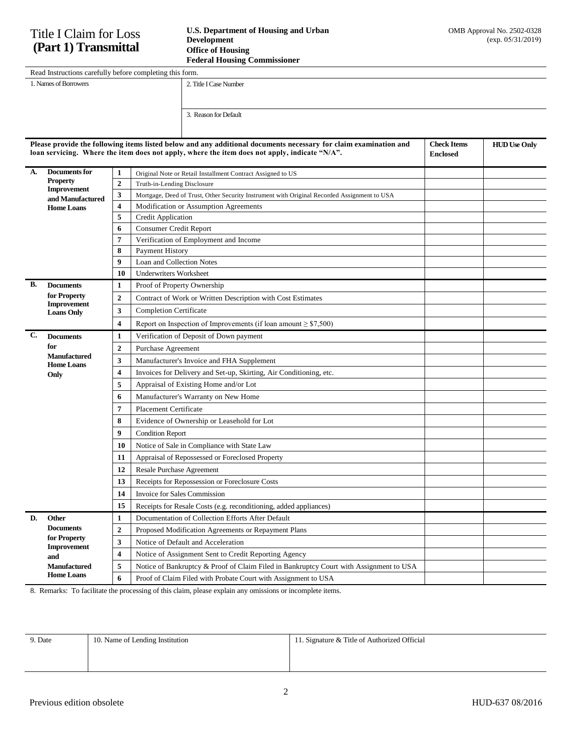# Title I Claim for Loss (Part 1) Transmittal

**U.S. Department of Housing and Urban Development**
**Office of Housing**
**Federal Housing Commissioner**

OMB Approval No. 2502-0328 (exp. 05/31/2019)

Read Instructions carefully before completing this form.

| 1. Names of Borrowers | 2. Title I Case Number |
|---|---|
| | 3. Reason for Default |

| | | | **Please provide the following items listed below and any additional documents necessary for claim examination and loan servicing. Where the item does not apply, where the item does not apply, indicate "N/A".** | **Check Items Enclosed** | **HUD Use Only** |
|---|---|---|---|---|---|
| **A.** | **Documents for Property Improvement and Manufactured Home Loans** | **1** | Original Note or Retail Installment Contract Assigned to US | | |
| | | **2** | Truth-in-Lending Disclosure | | |
| | | **3** | Mortgage, Deed of Trust, Other Security Instrument with Original Recorded Assignment to USA | | |
| | | **4** | Modification or Assumption Agreements | | |
| | | **5** | Credit Application | | |
| | | **6** | Consumer Credit Report | | |
| | | **7** | Verification of Employment and Income | | |
| | | **8** | Payment History | | |
| | | **9** | Loan and Collection Notes | | |
| | | **10** | Underwriters Worksheet | | |
| **B.** | **Documents for Property Improvement Loans Only** | **1** | Proof of Property Ownership | | |
| | | **2** | Contract of Work or Written Description with Cost Estimates | | |
| | | **3** | Completion Certificate | | |
| | | **4** | Report on Inspection of Improvements (if loan amount ≥ $7,500) | | |
| **C.** | **Documents for Manufactured Home Loans Only** | **1** | Verification of Deposit of Down payment | | |
| | | **2** | Purchase Agreement | | |
| | | **3** | Manufacturer's Invoice and FHA Supplement | | |
| | | **4** | Invoices for Delivery and Set-up, Skirting, Air Conditioning, etc. | | |
| | | **5** | Appraisal of Existing Home and/or Lot | | |
| | | **6** | Manufacturer's Warranty on New Home | | |
| | | **7** | Placement Certificate | | |
| | | **8** | Evidence of Ownership or Leasehold for Lot | | |
| | | **9** | Condition Report | | |
| | | **10** | Notice of Sale in Compliance with State Law | | |
| | | **11** | Appraisal of Repossessed or Foreclosed Property | | |
| | | **12** | Resale Purchase Agreement | | |
| | | **13** | Receipts for Repossession or Foreclosure Costs | | |
| | | **14** | Invoice for Sales Commission | | |
| | | **15** | Receipts for Resale Costs (e.g. reconditioning, added appliances) | | |
| **D.** | **Other Documents for Property Improvement and Manufactured Home Loans** | **1** | Documentation of Collection Efforts After Default | | |
| | | **2** | Proposed Modification Agreements or Repayment Plans | | |
| | | **3** | Notice of Default and Acceleration | | |
| | | **4** | Notice of Assignment Sent to Credit Reporting Agency | | |
| | | **5** | Notice of Bankruptcy & Proof of Claim Filed in Bankruptcy Court with Assignment to USA | | |
| | | **6** | Proof of Claim Filed with Probate Court with Assignment to USA | | |

8. Remarks: To facilitate the processing of this claim, please explain any omissions or incomplete items.

| 9. Date | 10. Name of Lending Institution | 11. Signature & Title of Authorized Official |
|---|---|---|
| | | |

Previous edition obsolete

HUD-637 08/2016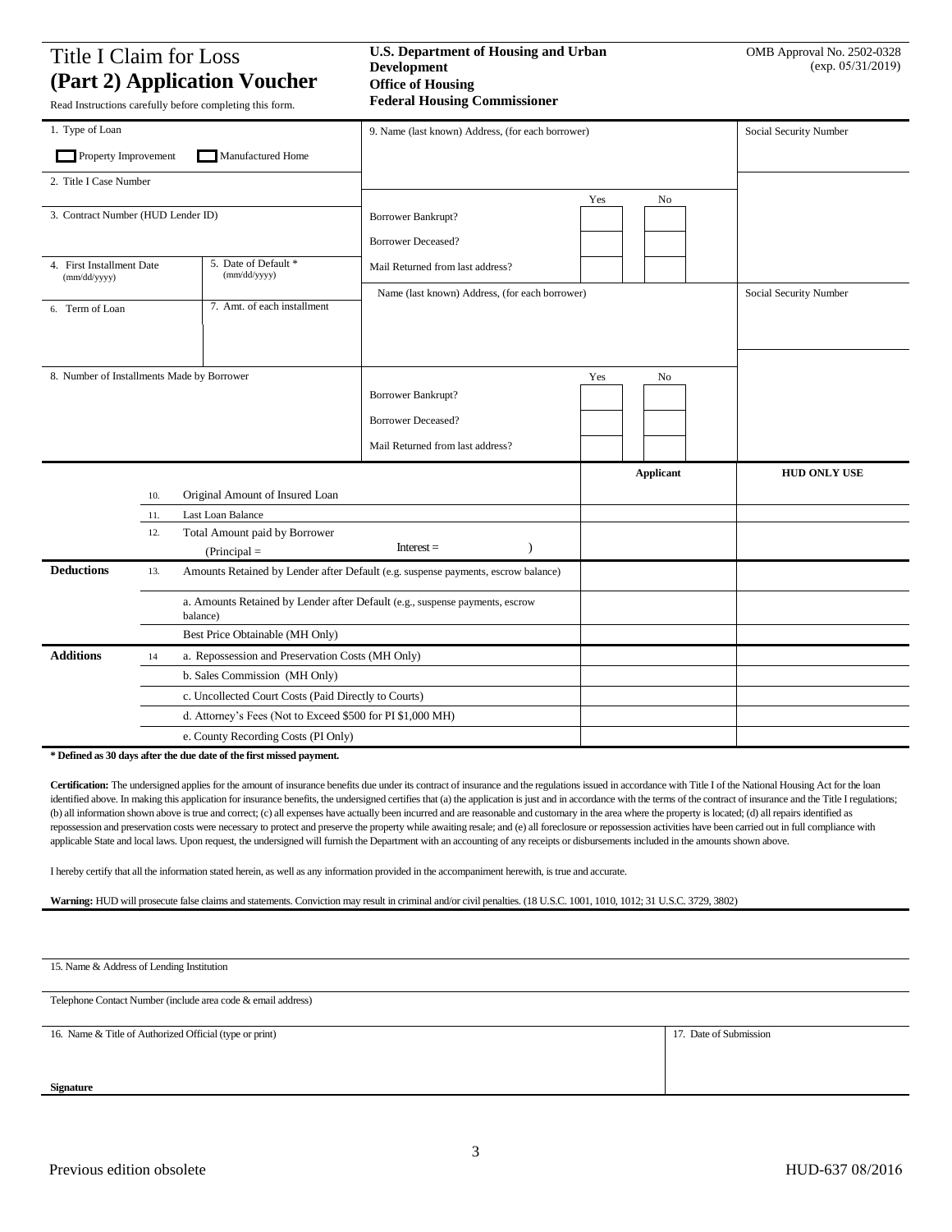# Title I Claim for Loss
# (Part 2) Application Voucher

Read Instructions carefully before completing this form.

**U.S. Department of Housing and Urban Development**
**Office of Housing**
**Federal Housing Commissioner**

OMB Approval No. 2502-0328
(exp. 05/31/2019)

| | | | | | |
|---|---|---|---|---|---|
| 1. Type of Loan<br>☐ Property Improvement ☐ Manufactured Home | | 9. Name (last known) Address, (for each borrower) | | | Social Security Number |
| 2. Title I Case Number | | | Yes | No | |
| 3. Contract Number (HUD Lender ID) | | Borrower Bankrupt? | | | |
| | | Borrower Deceased? | | | |
| 4. First Installment Date (mm/dd/yyyy) | 5. Date of Default * (mm/dd/yyyy) | Mail Returned from last address? | | | |
| 6. Term of Loan | 7. Amt. of each installment | Name (last known) Address, (for each borrower) | | | Social Security Number |
| 8. Number of Installments Made by Borrower | | | Yes | No | |
| | | Borrower Bankrupt? | | | |
| | | Borrower Deceased? | | | |
| | | Mail Returned from last address? | | | |

| | | | Applicant | HUD ONLY USE |
|---|---|---|---|---|
| | 10. | Original Amount of Insured Loan | | |
| | 11. | Last Loan Balance | | |
| | 12. | Total Amount paid by Borrower<br>(Principal = Interest = ) | | |
| **Deductions** | 13. | Amounts Retained by Lender after Default (e.g. suspense payments, escrow balance) | | |
| | | a. Amounts Retained by Lender after Default (e.g., suspense payments, escrow balance) | | |
| | | Best Price Obtainable (MH Only) | | |
| **Additions** | 14 | a. Repossession and Preservation Costs (MH Only) | | |
| | | b. Sales Commission (MH Only) | | |
| | | c. Uncollected Court Costs (Paid Directly to Courts) | | |
| | | d. Attorney's Fees (Not to Exceed $500 for PI $1,000 MH) | | |
| | | e. County Recording Costs (PI Only) | | |

**\* Defined as 30 days after the due date of the first missed payment.**

**Certification:** The undersigned applies for the amount of insurance benefits due under its contract of insurance and the regulations issued in accordance with Title I of the National Housing Act for the loan identified above. In making this application for insurance benefits, the undersigned certifies that (a) the application is just and in accordance with the terms of the contract of insurance and the Title I regulations; (b) all information shown above is true and correct; (c) all expenses have actually been incurred and are reasonable and customary in the area where the property is located; (d) all repairs identified as repossession and preservation costs were necessary to protect and preserve the property while awaiting resale; and (e) all foreclosure or repossession activities have been carried out in full compliance with applicable State and local laws. Upon request, the undersigned will furnish the Department with an accounting of any receipts or disbursements included in the amounts shown above.

I hereby certify that all the information stated herein, as well as any information provided in the accompaniment herewith, is true and accurate.

**Warning:** HUD will prosecute false claims and statements. Conviction may result in criminal and/or civil penalties. (18 U.S.C. 1001, 1010, 1012; 31 U.S.C. 3729, 3802)

15. Name & Address of Lending Institution

Telephone Contact Number (include area code & email address)

| | |
|---|---|
| 16. Name & Title of Authorized Official (type or print)<br><br>**Signature** | 17. Date of Submission |

Previous edition obsolete

HUD-637 08/2016